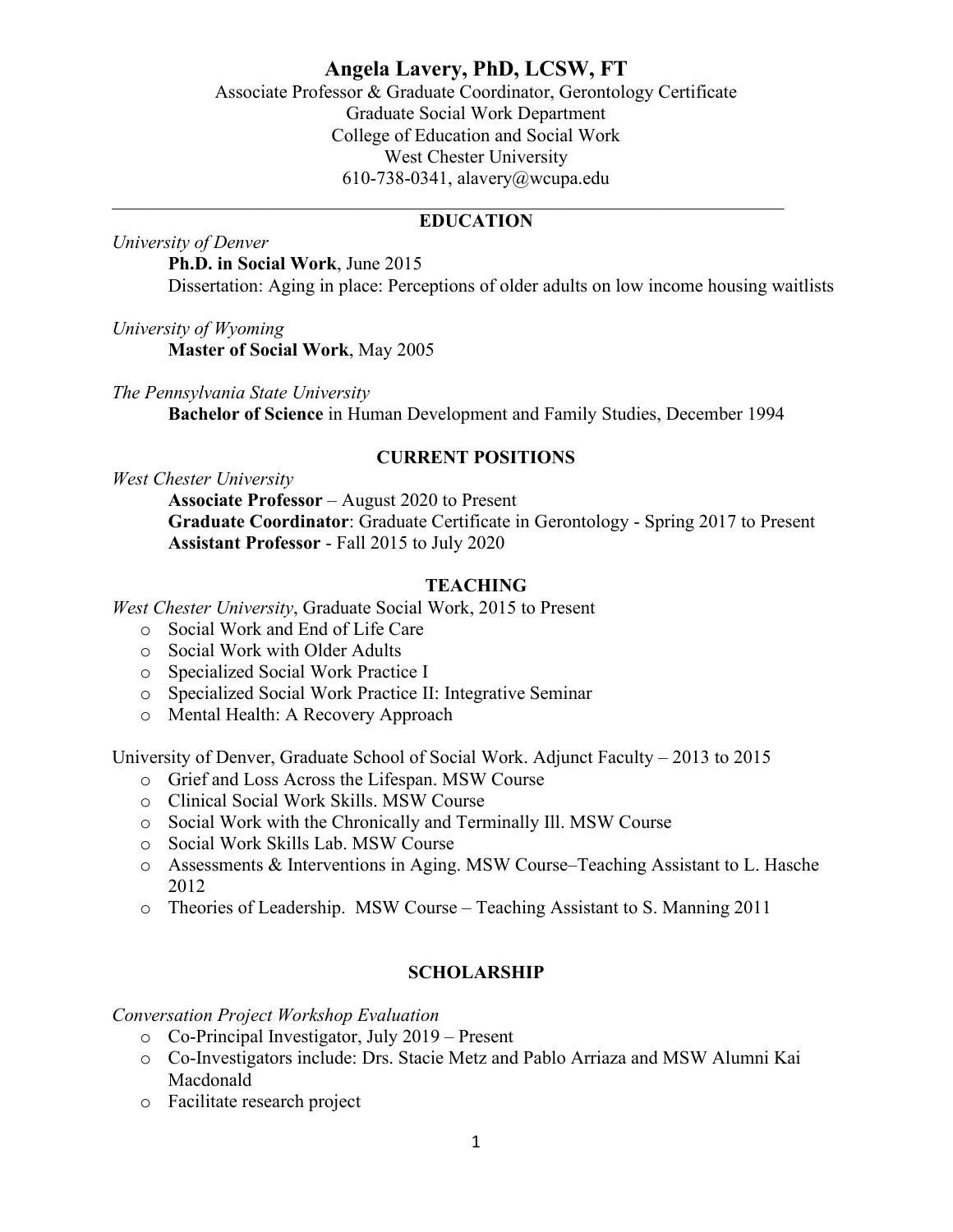# Angela Lavery, PhD, LCSW, FT

Associate Professor & Graduate Coordinator, Gerontology Certificate
Graduate Social Work Department
College of Education and Social Work
West Chester University
610-738-0341, alavery@wcupa.edu

---

## EDUCATION

*University of Denver*

**Ph.D. in Social Work**, June 2015
Dissertation: Aging in place: Perceptions of older adults on low income housing waitlists

*University of Wyoming*

**Master of Social Work**, May 2005

*The Pennsylvania State University*

**Bachelor of Science** in Human Development and Family Studies, December 1994

## CURRENT POSITIONS

*West Chester University*

**Associate Professor** – August 2020 to Present
**Graduate Coordinator**: Graduate Certificate in Gerontology - Spring 2017 to Present
**Assistant Professor** - Fall 2015 to July 2020

## TEACHING

*West Chester University*, Graduate Social Work, 2015 to Present

- Social Work and End of Life Care
- Social Work with Older Adults
- Specialized Social Work Practice I
- Specialized Social Work Practice II: Integrative Seminar
- Mental Health: A Recovery Approach

University of Denver, Graduate School of Social Work. Adjunct Faculty – 2013 to 2015

- Grief and Loss Across the Lifespan. MSW Course
- Clinical Social Work Skills. MSW Course
- Social Work with the Chronically and Terminally Ill. MSW Course
- Social Work Skills Lab. MSW Course
- Assessments & Interventions in Aging. MSW Course–Teaching Assistant to L. Hasche 2012
- Theories of Leadership. MSW Course – Teaching Assistant to S. Manning 2011

## SCHOLARSHIP

*Conversation Project Workshop Evaluation*

- Co-Principal Investigator, July 2019 – Present
- Co-Investigators include: Drs. Stacie Metz and Pablo Arriaza and MSW Alumni Kai Macdonald
- Facilitate research project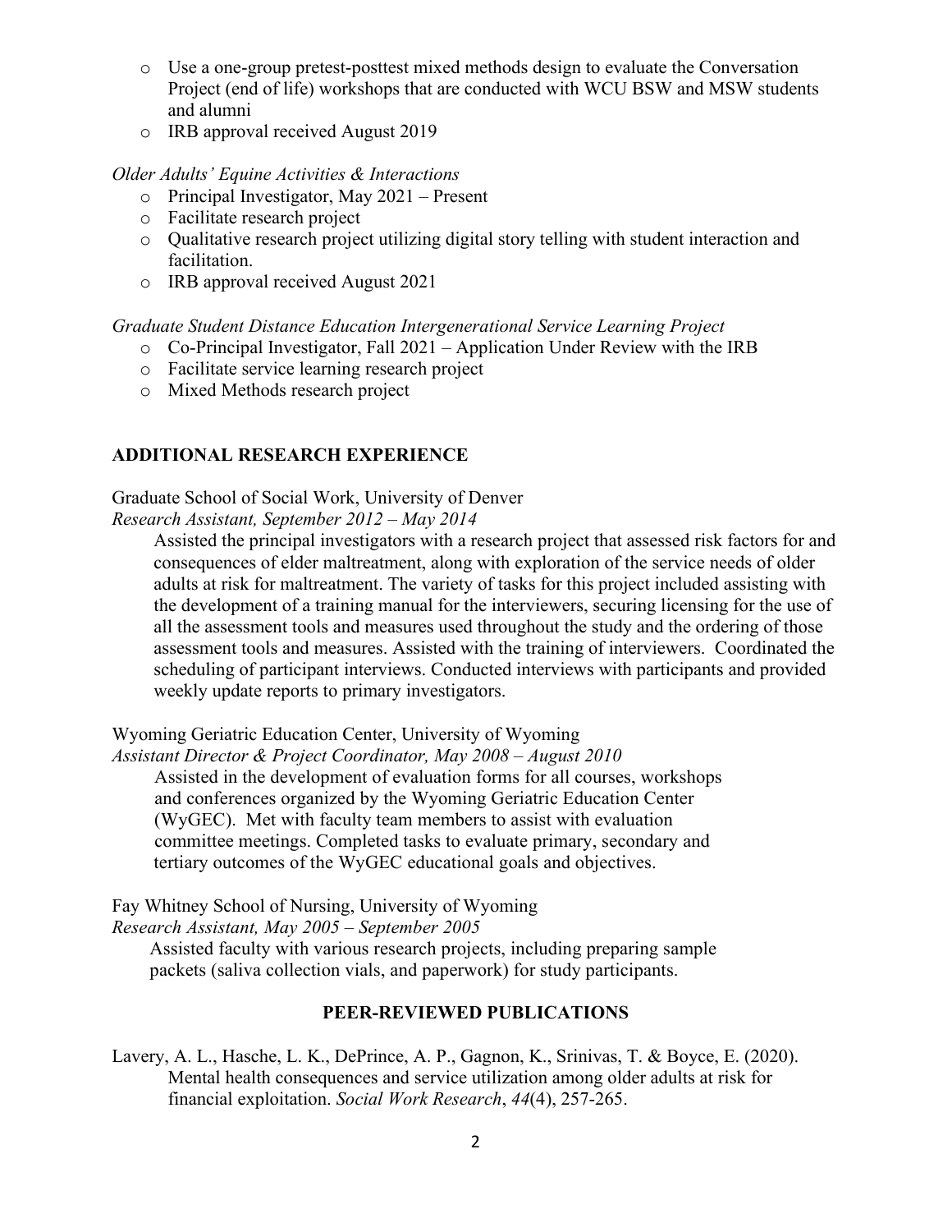- Use a one-group pretest-posttest mixed methods design to evaluate the Conversation Project (end of life) workshops that are conducted with WCU BSW and MSW students and alumni
- IRB approval received August 2019

*Older Adults' Equine Activities & Interactions*

- Principal Investigator, May 2021 – Present
- Facilitate research project
- Qualitative research project utilizing digital story telling with student interaction and facilitation.
- IRB approval received August 2021

*Graduate Student Distance Education Intergenerational Service Learning Project*

- Co-Principal Investigator, Fall 2021 – Application Under Review with the IRB
- Facilitate service learning research project
- Mixed Methods research project

## ADDITIONAL RESEARCH EXPERIENCE

Graduate School of Social Work, University of Denver
*Research Assistant, September 2012 – May 2014*

Assisted the principal investigators with a research project that assessed risk factors for and consequences of elder maltreatment, along with exploration of the service needs of older adults at risk for maltreatment. The variety of tasks for this project included assisting with the development of a training manual for the interviewers, securing licensing for the use of all the assessment tools and measures used throughout the study and the ordering of those assessment tools and measures. Assisted with the training of interviewers. Coordinated the scheduling of participant interviews. Conducted interviews with participants and provided weekly update reports to primary investigators.

Wyoming Geriatric Education Center, University of Wyoming
*Assistant Director & Project Coordinator, May 2008 – August 2010*

Assisted in the development of evaluation forms for all courses, workshops and conferences organized by the Wyoming Geriatric Education Center (WyGEC). Met with faculty team members to assist with evaluation committee meetings. Completed tasks to evaluate primary, secondary and tertiary outcomes of the WyGEC educational goals and objectives.

Fay Whitney School of Nursing, University of Wyoming
*Research Assistant, May 2005 – September 2005*

Assisted faculty with various research projects, including preparing sample packets (saliva collection vials, and paperwork) for study participants.

## PEER-REVIEWED PUBLICATIONS

Lavery, A. L., Hasche, L. K., DePrince, A. P., Gagnon, K., Srinivas, T. & Boyce, E. (2020). Mental health consequences and service utilization among older adults at risk for financial exploitation. *Social Work Research*, *44*(4), 257-265.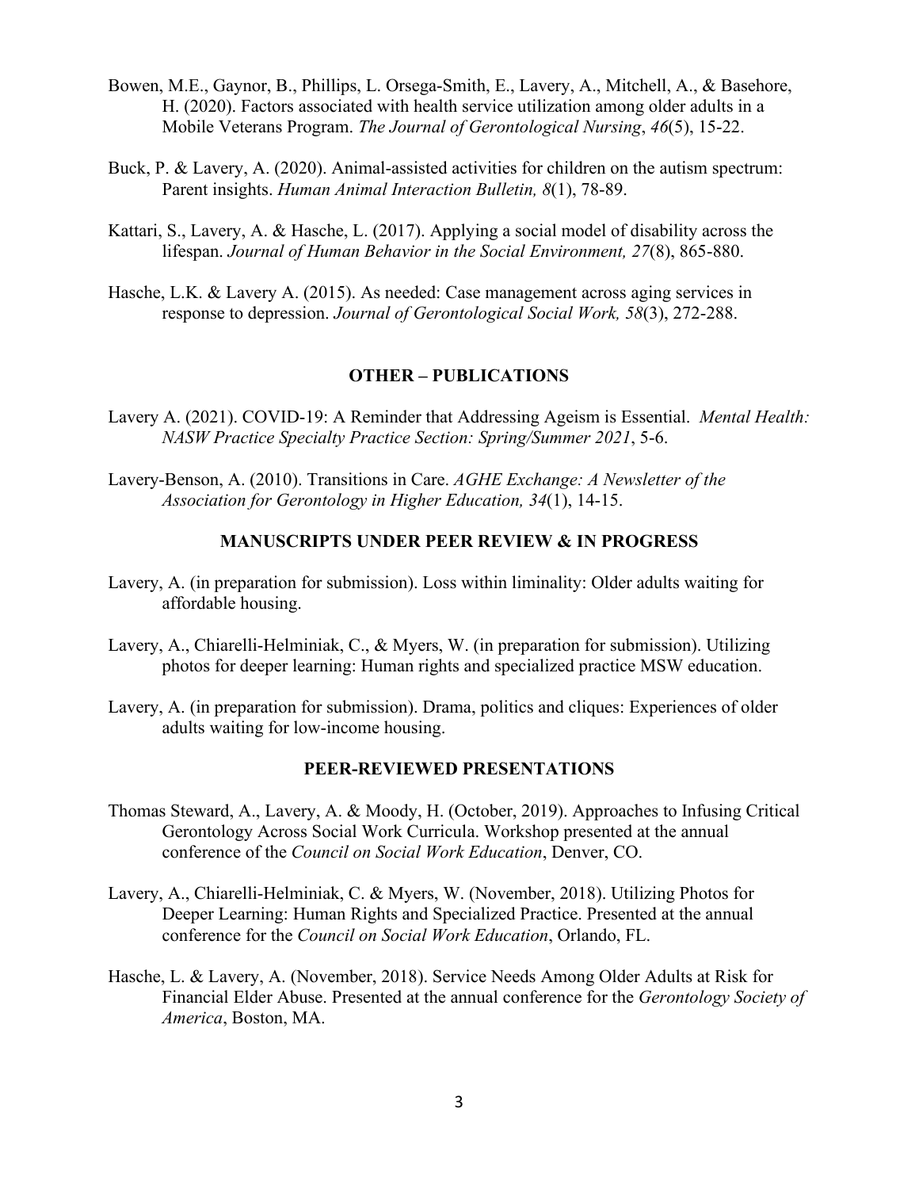Bowen, M.E., Gaynor, B., Phillips, L. Orsega-Smith, E., Lavery, A., Mitchell, A., & Basehore, H. (2020). Factors associated with health service utilization among older adults in a Mobile Veterans Program. *The Journal of Gerontological Nursing*, *46*(5), 15-22.

Buck, P. & Lavery, A. (2020). Animal-assisted activities for children on the autism spectrum: Parent insights. *Human Animal Interaction Bulletin, 8*(1), 78-89.

Kattari, S., Lavery, A. & Hasche, L. (2017). Applying a social model of disability across the lifespan. *Journal of Human Behavior in the Social Environment, 27*(8), 865-880.

Hasche, L.K. & Lavery A. (2015). As needed: Case management across aging services in response to depression. *Journal of Gerontological Social Work, 58*(3), 272-288.

## OTHER – PUBLICATIONS

Lavery A. (2021). COVID-19: A Reminder that Addressing Ageism is Essential. *Mental Health: NASW Practice Specialty Practice Section: Spring/Summer 2021*, 5-6.

Lavery-Benson, A. (2010). Transitions in Care. *AGHE Exchange: A Newsletter of the Association for Gerontology in Higher Education, 34*(1), 14-15.

## MANUSCRIPTS UNDER PEER REVIEW & IN PROGRESS

Lavery, A. (in preparation for submission). Loss within liminality: Older adults waiting for affordable housing.

Lavery, A., Chiarelli-Helminiak, C., & Myers, W. (in preparation for submission). Utilizing photos for deeper learning: Human rights and specialized practice MSW education.

Lavery, A. (in preparation for submission). Drama, politics and cliques: Experiences of older adults waiting for low-income housing.

## PEER-REVIEWED PRESENTATIONS

Thomas Steward, A., Lavery, A. & Moody, H. (October, 2019). Approaches to Infusing Critical Gerontology Across Social Work Curricula. Workshop presented at the annual conference of the *Council on Social Work Education*, Denver, CO.

Lavery, A., Chiarelli-Helminiak, C. & Myers, W. (November, 2018). Utilizing Photos for Deeper Learning: Human Rights and Specialized Practice. Presented at the annual conference for the *Council on Social Work Education*, Orlando, FL.

Hasche, L. & Lavery, A. (November, 2018). Service Needs Among Older Adults at Risk for Financial Elder Abuse. Presented at the annual conference for the *Gerontology Society of America*, Boston, MA.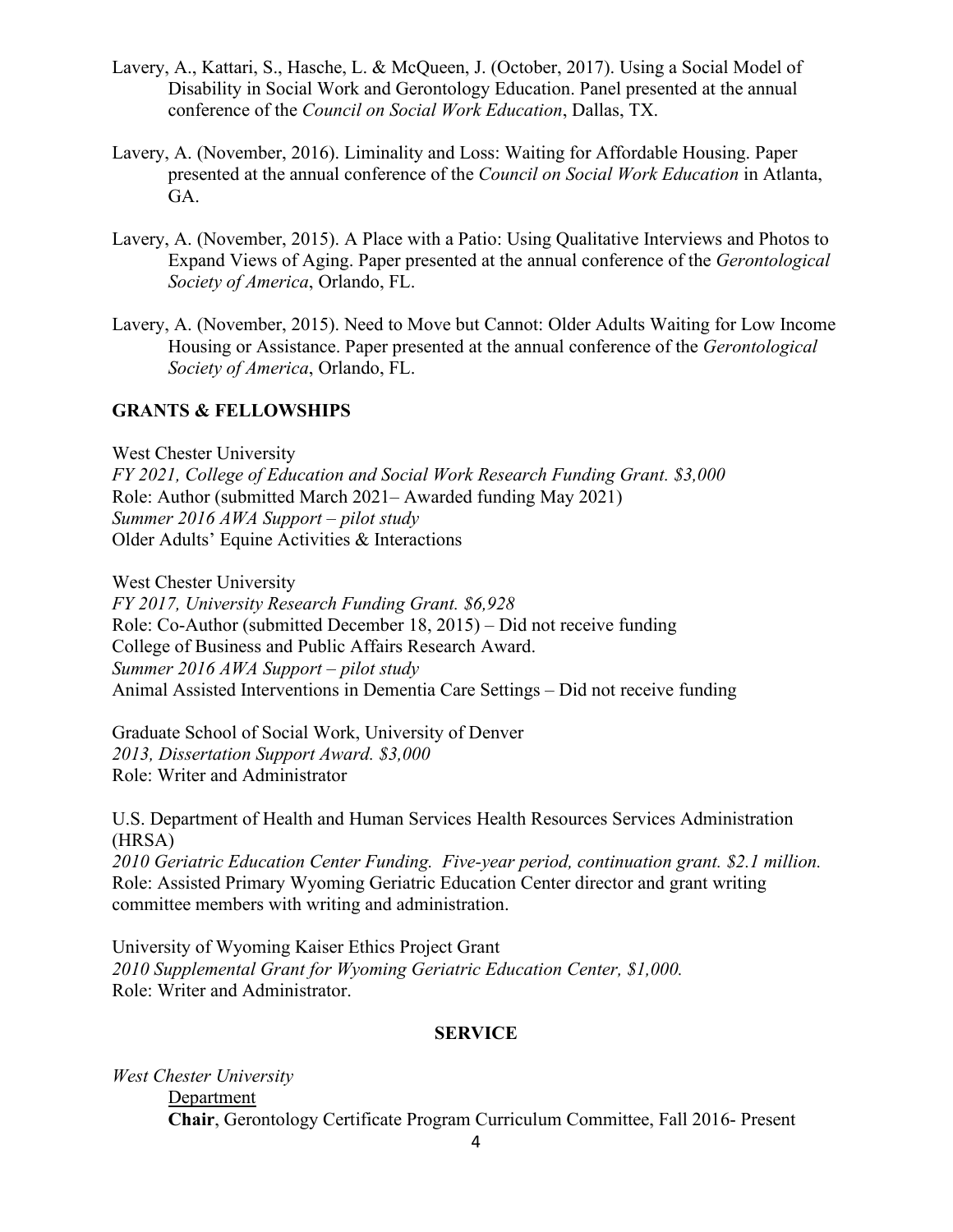Lavery, A., Kattari, S., Hasche, L. & McQueen, J. (October, 2017). Using a Social Model of Disability in Social Work and Gerontology Education. Panel presented at the annual conference of the *Council on Social Work Education*, Dallas, TX.

Lavery, A. (November, 2016). Liminality and Loss: Waiting for Affordable Housing. Paper presented at the annual conference of the *Council on Social Work Education* in Atlanta, GA.

Lavery, A. (November, 2015). A Place with a Patio: Using Qualitative Interviews and Photos to Expand Views of Aging. Paper presented at the annual conference of the *Gerontological Society of America*, Orlando, FL.

Lavery, A. (November, 2015). Need to Move but Cannot: Older Adults Waiting for Low Income Housing or Assistance. Paper presented at the annual conference of the *Gerontological Society of America*, Orlando, FL.

## GRANTS & FELLOWSHIPS

West Chester University
*FY 2021, College of Education and Social Work Research Funding Grant. $3,000*
Role: Author (submitted March 2021– Awarded funding May 2021)
*Summer 2016 AWA Support – pilot study*
Older Adults' Equine Activities & Interactions

West Chester University
*FY 2017, University Research Funding Grant. $6,928*
Role: Co-Author (submitted December 18, 2015) – Did not receive funding
College of Business and Public Affairs Research Award.
*Summer 2016 AWA Support – pilot study*
Animal Assisted Interventions in Dementia Care Settings – Did not receive funding

Graduate School of Social Work, University of Denver
*2013, Dissertation Support Award. $3,000*
Role: Writer and Administrator

U.S. Department of Health and Human Services Health Resources Services Administration (HRSA)
*2010 Geriatric Education Center Funding. Five-year period, continuation grant. $2.1 million.*
Role: Assisted Primary Wyoming Geriatric Education Center director and grant writing committee members with writing and administration.

University of Wyoming Kaiser Ethics Project Grant
*2010 Supplemental Grant for Wyoming Geriatric Education Center, $1,000.*
Role: Writer and Administrator.

## SERVICE

*West Chester University*

Department

**Chair**, Gerontology Certificate Program Curriculum Committee, Fall 2016- Present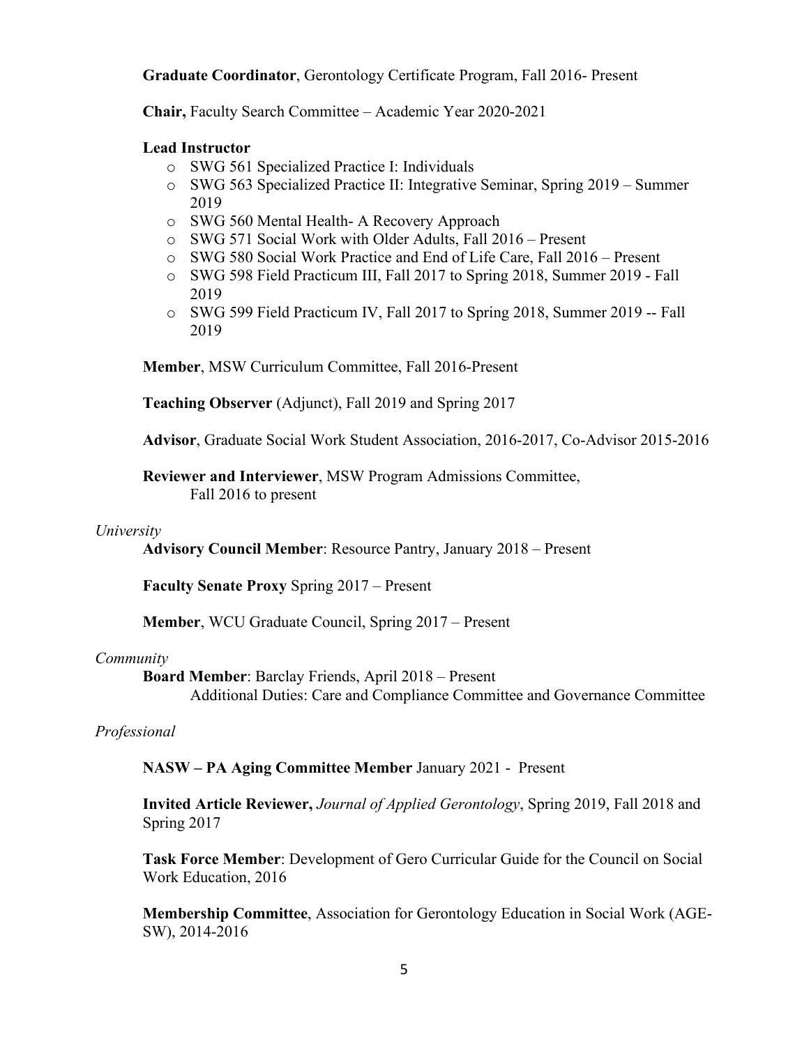**Graduate Coordinator**, Gerontology Certificate Program, Fall 2016- Present

**Chair,** Faculty Search Committee – Academic Year 2020-2021

**Lead Instructor**

- SWG 561 Specialized Practice I: Individuals
- SWG 563 Specialized Practice II: Integrative Seminar, Spring 2019 – Summer 2019
- SWG 560 Mental Health- A Recovery Approach
- SWG 571 Social Work with Older Adults, Fall 2016 – Present
- SWG 580 Social Work Practice and End of Life Care, Fall 2016 – Present
- SWG 598 Field Practicum III, Fall 2017 to Spring 2018, Summer 2019 - Fall 2019
- SWG 599 Field Practicum IV, Fall 2017 to Spring 2018, Summer 2019 -- Fall 2019

**Member**, MSW Curriculum Committee, Fall 2016-Present

**Teaching Observer** (Adjunct), Fall 2019 and Spring 2017

**Advisor**, Graduate Social Work Student Association, 2016-2017, Co-Advisor 2015-2016

**Reviewer and Interviewer**, MSW Program Admissions Committee, Fall 2016 to present

*University*

**Advisory Council Member**: Resource Pantry, January 2018 – Present

**Faculty Senate Proxy** Spring 2017 – Present

**Member**, WCU Graduate Council, Spring 2017 – Present

*Community*

**Board Member**: Barclay Friends, April 2018 – Present
Additional Duties: Care and Compliance Committee and Governance Committee

*Professional*

**NASW – PA Aging Committee Member** January 2021 - Present

**Invited Article Reviewer,** *Journal of Applied Gerontology*, Spring 2019, Fall 2018 and Spring 2017

**Task Force Member**: Development of Gero Curricular Guide for the Council on Social Work Education, 2016

**Membership Committee**, Association for Gerontology Education in Social Work (AGE-SW), 2014-2016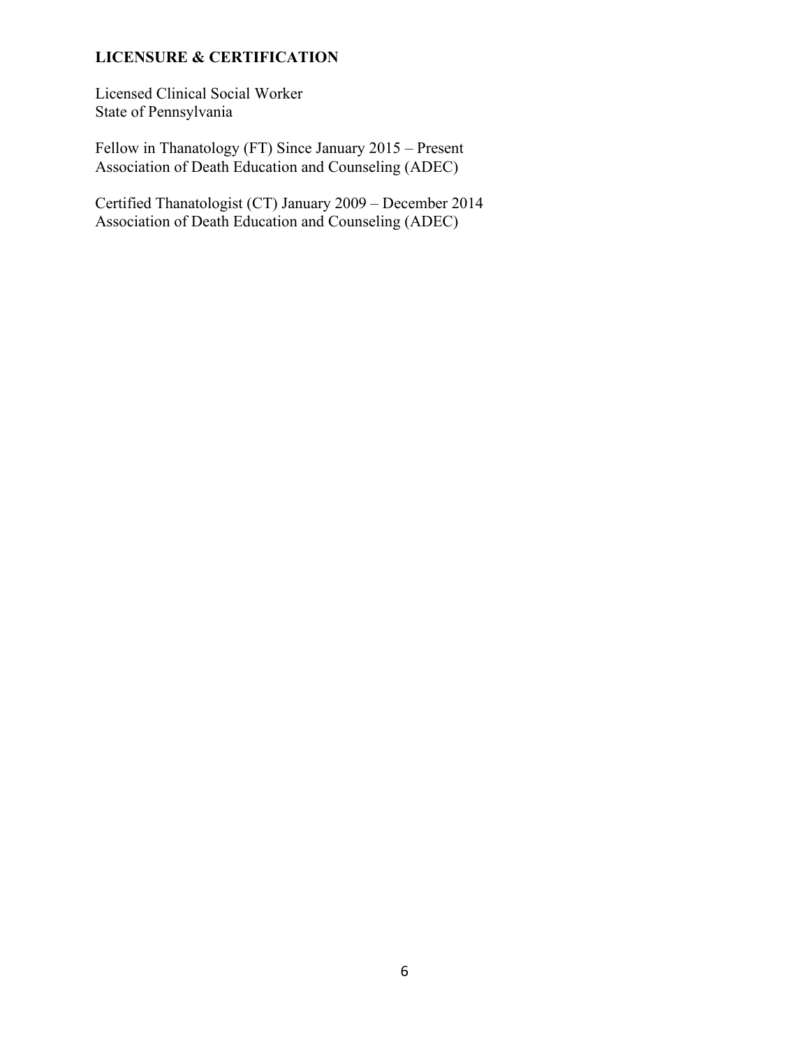**LICENSURE & CERTIFICATION**

Licensed Clinical Social Worker
State of Pennsylvania

Fellow in Thanatology (FT) Since January 2015 – Present
Association of Death Education and Counseling (ADEC)

Certified Thanatologist (CT) January 2009 – December 2014
Association of Death Education and Counseling (ADEC)